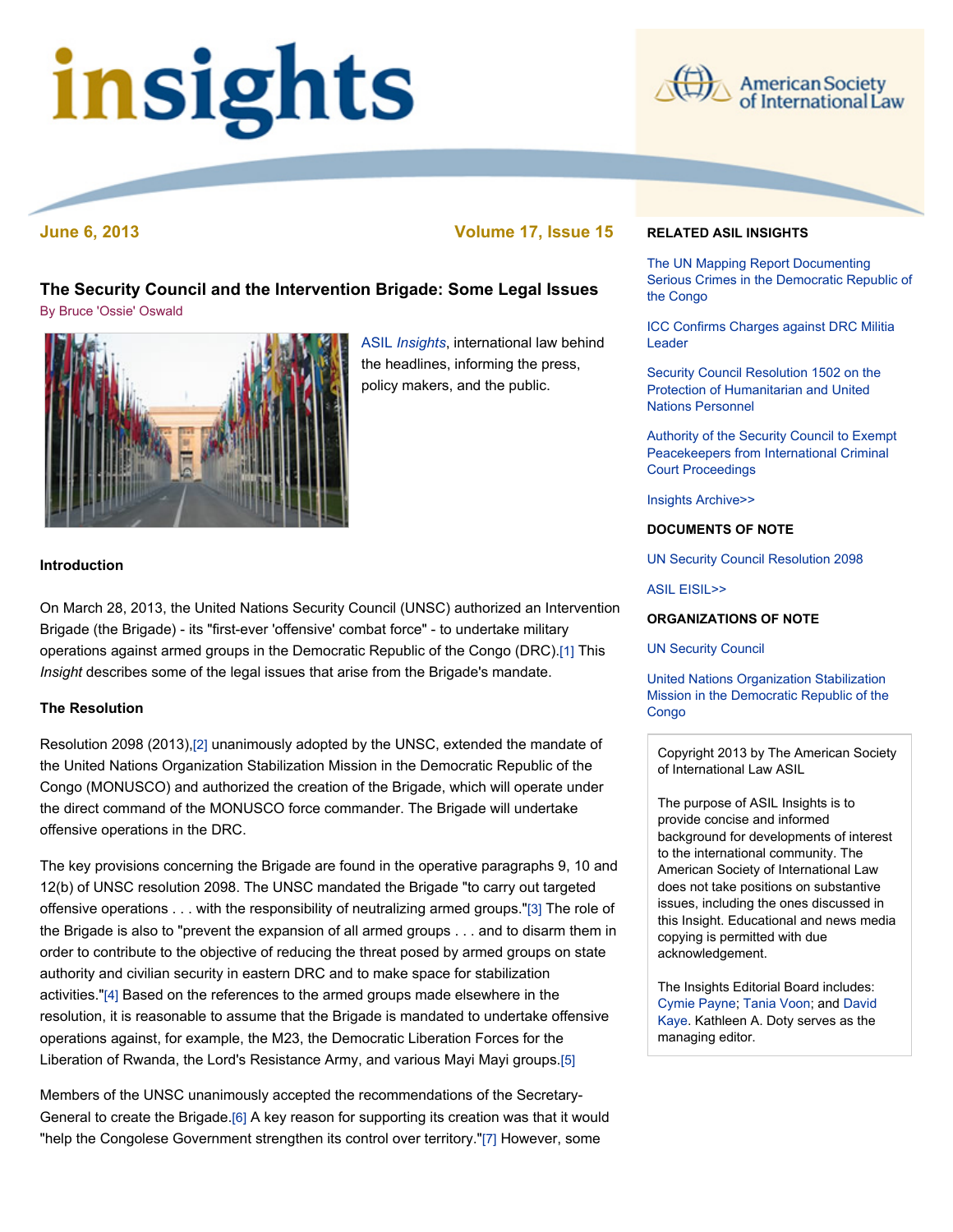# insights

American Society of International Law

June 6, 2013 Volume 17, Issue 15

## The Security Council and the Intervention Brigade: Some Legal Issues

By Bruce 'Ossie' Oswald

ASIL *Insights*, international law behind the headlines, informing the press, policy makers, and the public.

### Introduction

On March 28, 2013, the United Nations Security Council (UNSC) authorized an Intervention Brigade (the Brigade) - its "first-ever 'offensive' combat force" - to undertake military operations against armed groups in the Democratic Republic of the Congo (DRC).[1] This *Insight* describes some of the legal issues that arise from the Brigade's mandate.

### The Resolution

Resolution 2098 (2013),[2] unanimously adopted by the UNSC, extended the mandate of the United Nations Organization Stabilization Mission in the Democratic Republic of the Congo (MONUSCO) and authorized the creation of the Brigade, which will operate under the direct command of the MONUSCO force commander. The Brigade will undertake offensive operations in the DRC.

The key provisions concerning the Brigade are found in the operative paragraphs 9, 10 and 12(b) of UNSC resolution 2098. The UNSC mandated the Brigade "to carry out targeted offensive operations . . . with the responsibility of neutralizing armed groups."[3] The role of the Brigade is also to "prevent the expansion of all armed groups . . . and to disarm them in order to contribute to the objective of reducing the threat posed by armed groups on state authority and civilian security in eastern DRC and to make space for stabilization activities."[4] Based on the references to the armed groups made elsewhere in the resolution, it is reasonable to assume that the Brigade is mandated to undertake offensive operations against, for example, the M23, the Democratic Liberation Forces for the Liberation of Rwanda, the Lord's Resistance Army, and various Mayi Mayi groups.[5]

Members of the UNSC unanimously accepted the recommendations of the Secretary-General to create the Brigade.[6] A key reason for supporting its creation was that it would "help the Congolese Government strengthen its control over territory."[7] However, some

**RELATED ASIL INSIGHTS**

The UN Mapping Report Documenting Serious Crimes in the Democratic Republic of the Congo

ICC Confirms Charges against DRC Militia Leader

Security Council Resolution 1502 on the Protection of Humanitarian and United Nations Personnel

Authority of the Security Council to Exempt Peacekeepers from International Criminal Court Proceedings

Insights Archive>>

**DOCUMENTS OF NOTE**

UN Security Council Resolution 2098

ASIL EISIL>>

**ORGANIZATIONS OF NOTE**

UN Security Council

United Nations Organization Stabilization Mission in the Democratic Republic of the Congo

Copyright 2013 by The American Society of International Law ASIL

The purpose of ASIL Insights is to provide concise and informed background for developments of interest to the international community. The American Society of International Law does not take positions on substantive issues, including the ones discussed in this Insight. Educational and news media copying is permitted with due acknowledgement.

The Insights Editorial Board includes: Cymie Payne; Tania Voon; and David Kaye. Kathleen A. Doty serves as the managing editor.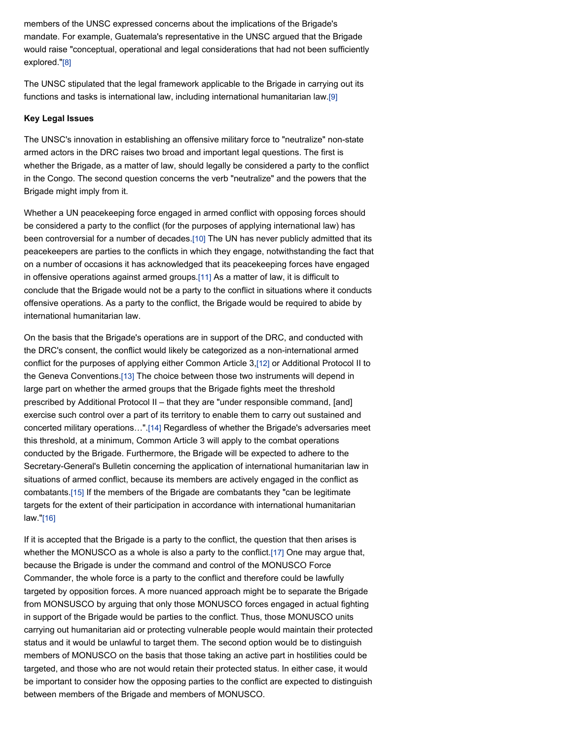members of the UNSC expressed concerns about the implications of the Brigade's mandate. For example, Guatemala's representative in the UNSC argued that the Brigade would raise "conceptual, operational and legal considerations that had not been sufficiently explored."[8]

The UNSC stipulated that the legal framework applicable to the Brigade in carrying out its functions and tasks is international law, including international humanitarian law.[9]

**Key Legal Issues**

The UNSC's innovation in establishing an offensive military force to "neutralize" non-state armed actors in the DRC raises two broad and important legal questions. The first is whether the Brigade, as a matter of law, should legally be considered a party to the conflict in the Congo. The second question concerns the verb "neutralize" and the powers that the Brigade might imply from it.

Whether a UN peacekeeping force engaged in armed conflict with opposing forces should be considered a party to the conflict (for the purposes of applying international law) has been controversial for a number of decades.[10] The UN has never publicly admitted that its peacekeepers are parties to the conflicts in which they engage, notwithstanding the fact that on a number of occasions it has acknowledged that its peacekeeping forces have engaged in offensive operations against armed groups.[11] As a matter of law, it is difficult to conclude that the Brigade would not be a party to the conflict in situations where it conducts offensive operations. As a party to the conflict, the Brigade would be required to abide by international humanitarian law.

On the basis that the Brigade's operations are in support of the DRC, and conducted with the DRC's consent, the conflict would likely be categorized as a non-international armed conflict for the purposes of applying either Common Article 3,[12] or Additional Protocol II to the Geneva Conventions.[13] The choice between those two instruments will depend in large part on whether the armed groups that the Brigade fights meet the threshold prescribed by Additional Protocol II – that they are "under responsible command, [and] exercise such control over a part of its territory to enable them to carry out sustained and concerted military operations…".[14] Regardless of whether the Brigade's adversaries meet this threshold, at a minimum, Common Article 3 will apply to the combat operations conducted by the Brigade. Furthermore, the Brigade will be expected to adhere to the Secretary-General's Bulletin concerning the application of international humanitarian law in situations of armed conflict, because its members are actively engaged in the conflict as combatants.[15] If the members of the Brigade are combatants they "can be legitimate targets for the extent of their participation in accordance with international humanitarian law."[16]

If it is accepted that the Brigade is a party to the conflict, the question that then arises is whether the MONUSCO as a whole is also a party to the conflict.[17] One may argue that, because the Brigade is under the command and control of the MONUSCO Force Commander, the whole force is a party to the conflict and therefore could be lawfully targeted by opposition forces. A more nuanced approach might be to separate the Brigade from MONSUSCO by arguing that only those MONUSCO forces engaged in actual fighting in support of the Brigade would be parties to the conflict. Thus, those MONUSCO units carrying out humanitarian aid or protecting vulnerable people would maintain their protected status and it would be unlawful to target them. The second option would be to distinguish members of MONUSCO on the basis that those taking an active part in hostilities could be targeted, and those who are not would retain their protected status. In either case, it would be important to consider how the opposing parties to the conflict are expected to distinguish between members of the Brigade and members of MONUSCO.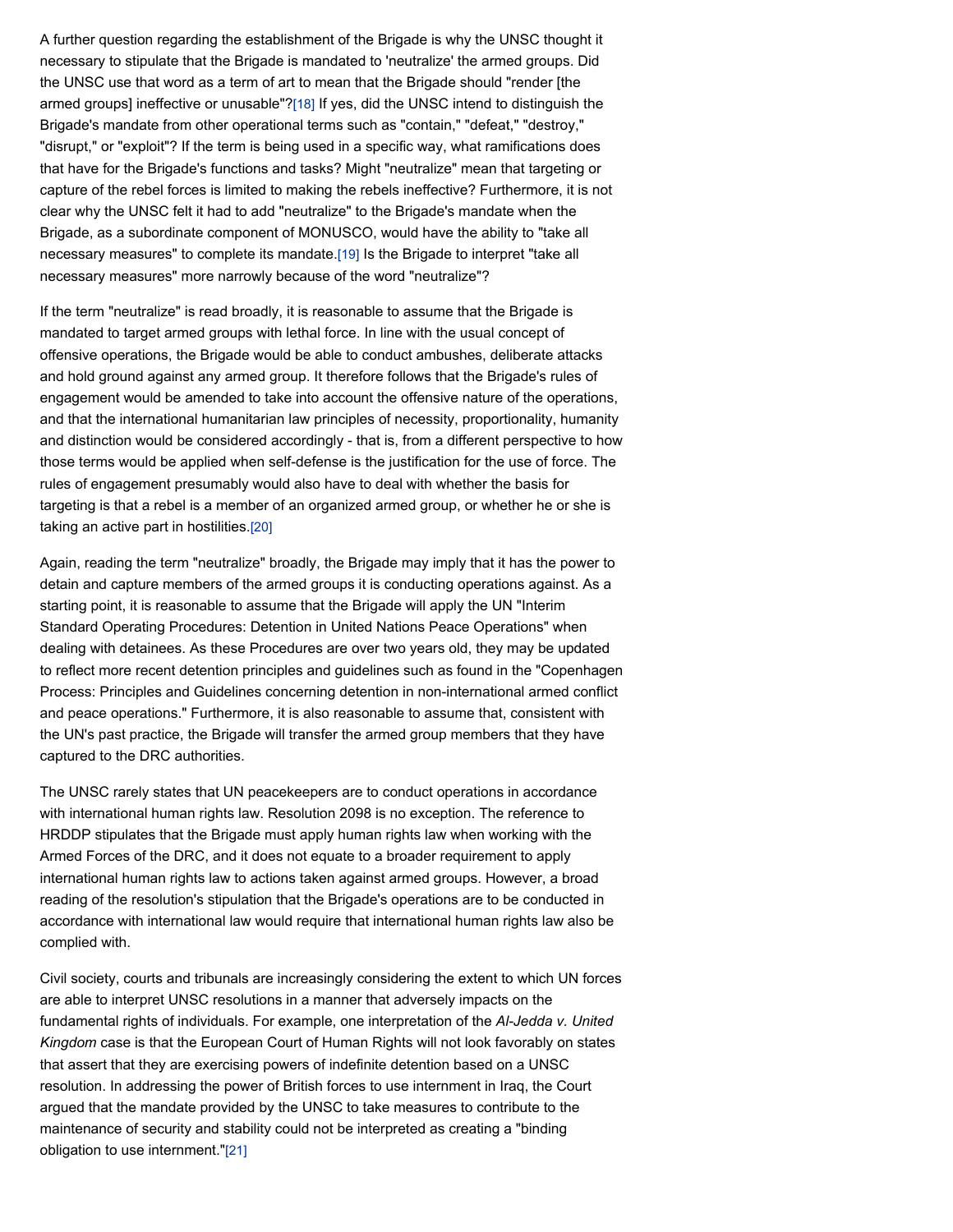A further question regarding the establishment of the Brigade is why the UNSC thought it necessary to stipulate that the Brigade is mandated to 'neutralize' the armed groups. Did the UNSC use that word as a term of art to mean that the Brigade should "render [the armed groups] ineffective or unusable"?[18] If yes, did the UNSC intend to distinguish the Brigade's mandate from other operational terms such as "contain," "defeat," "destroy," "disrupt," or "exploit"? If the term is being used in a specific way, what ramifications does that have for the Brigade's functions and tasks? Might "neutralize" mean that targeting or capture of the rebel forces is limited to making the rebels ineffective? Furthermore, it is not clear why the UNSC felt it had to add "neutralize" to the Brigade's mandate when the Brigade, as a subordinate component of MONUSCO, would have the ability to "take all necessary measures" to complete its mandate.[19] Is the Brigade to interpret "take all necessary measures" more narrowly because of the word "neutralize"?

If the term "neutralize" is read broadly, it is reasonable to assume that the Brigade is mandated to target armed groups with lethal force. In line with the usual concept of offensive operations, the Brigade would be able to conduct ambushes, deliberate attacks and hold ground against any armed group. It therefore follows that the Brigade's rules of engagement would be amended to take into account the offensive nature of the operations, and that the international humanitarian law principles of necessity, proportionality, humanity and distinction would be considered accordingly - that is, from a different perspective to how those terms would be applied when self-defense is the justification for the use of force. The rules of engagement presumably would also have to deal with whether the basis for targeting is that a rebel is a member of an organized armed group, or whether he or she is taking an active part in hostilities.[20]

Again, reading the term "neutralize" broadly, the Brigade may imply that it has the power to detain and capture members of the armed groups it is conducting operations against. As a starting point, it is reasonable to assume that the Brigade will apply the UN "Interim Standard Operating Procedures: Detention in United Nations Peace Operations" when dealing with detainees. As these Procedures are over two years old, they may be updated to reflect more recent detention principles and guidelines such as found in the "Copenhagen Process: Principles and Guidelines concerning detention in non-international armed conflict and peace operations." Furthermore, it is also reasonable to assume that, consistent with the UN's past practice, the Brigade will transfer the armed group members that they have captured to the DRC authorities.

The UNSC rarely states that UN peacekeepers are to conduct operations in accordance with international human rights law. Resolution 2098 is no exception. The reference to HRDDP stipulates that the Brigade must apply human rights law when working with the Armed Forces of the DRC, and it does not equate to a broader requirement to apply international human rights law to actions taken against armed groups. However, a broad reading of the resolution's stipulation that the Brigade's operations are to be conducted in accordance with international law would require that international human rights law also be complied with.

Civil society, courts and tribunals are increasingly considering the extent to which UN forces are able to interpret UNSC resolutions in a manner that adversely impacts on the fundamental rights of individuals. For example, one interpretation of the *Al-Jedda v. United Kingdom* case is that the European Court of Human Rights will not look favorably on states that assert that they are exercising powers of indefinite detention based on a UNSC resolution. In addressing the power of British forces to use internment in Iraq, the Court argued that the mandate provided by the UNSC to take measures to contribute to the maintenance of security and stability could not be interpreted as creating a "binding obligation to use internment."[21]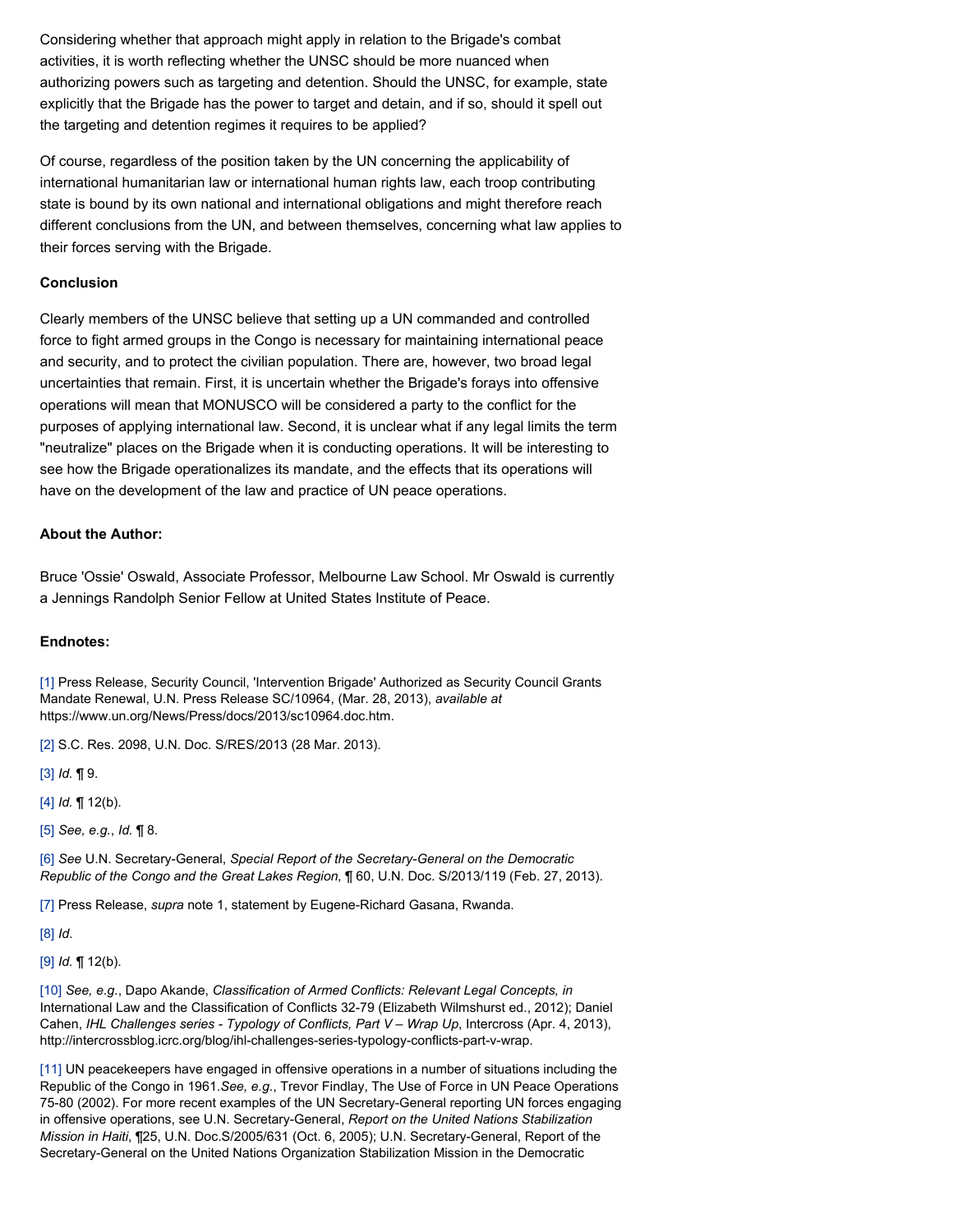Considering whether that approach might apply in relation to the Brigade's combat activities, it is worth reflecting whether the UNSC should be more nuanced when authorizing powers such as targeting and detention. Should the UNSC, for example, state explicitly that the Brigade has the power to target and detain, and if so, should it spell out the targeting and detention regimes it requires to be applied?

Of course, regardless of the position taken by the UN concerning the applicability of international humanitarian law or international human rights law, each troop contributing state is bound by its own national and international obligations and might therefore reach different conclusions from the UN, and between themselves, concerning what law applies to their forces serving with the Brigade.

**Conclusion**

Clearly members of the UNSC believe that setting up a UN commanded and controlled force to fight armed groups in the Congo is necessary for maintaining international peace and security, and to protect the civilian population. There are, however, two broad legal uncertainties that remain. First, it is uncertain whether the Brigade's forays into offensive operations will mean that MONUSCO will be considered a party to the conflict for the purposes of applying international law. Second, it is unclear what if any legal limits the term "neutralize" places on the Brigade when it is conducting operations. It will be interesting to see how the Brigade operationalizes its mandate, and the effects that its operations will have on the development of the law and practice of UN peace operations.

**About the Author:**

Bruce 'Ossie' Oswald, Associate Professor, Melbourne Law School. Mr Oswald is currently a Jennings Randolph Senior Fellow at United States Institute of Peace.

**Endnotes:**

[1] Press Release, Security Council, 'Intervention Brigade' Authorized as Security Council Grants Mandate Renewal, U.N. Press Release SC/10964, (Mar. 28, 2013), *available at* https://www.un.org/News/Press/docs/2013/sc10964.doc.htm.

[2] S.C. Res. 2098, U.N. Doc. S/RES/2013 (28 Mar. 2013).

[3] *Id.* ¶ 9.

[4] *Id.* ¶ 12(b).

[5] *See, e.g.*, *Id.* ¶ 8.

[6] *See* U.N. Secretary-General, *Special Report of the Secretary-General on the Democratic Republic of the Congo and the Great Lakes Region,* ¶ 60, U.N. Doc. S/2013/119 (Feb. 27, 2013).

[7] Press Release, *supra* note 1, statement by Eugene-Richard Gasana, Rwanda.

[8] *Id.*

[9] *Id.* ¶ 12(b).

[10] *See, e.g.*, Dapo Akande, *Classification of Armed Conflicts: Relevant Legal Concepts, in* International Law and the Classification of Conflicts 32-79 (Elizabeth Wilmshurst ed., 2012); Daniel Cahen, *IHL Challenges series - Typology of Conflicts, Part V – Wrap Up*, Intercross (Apr. 4, 2013), http://intercrossblog.icrc.org/blog/ihl-challenges-series-typology-conflicts-part-v-wrap.

[11] UN peacekeepers have engaged in offensive operations in a number of situations including the Republic of the Congo in 1961.*See, e.g.*, Trevor Findlay, The Use of Force in UN Peace Operations 75-80 (2002). For more recent examples of the UN Secretary-General reporting UN forces engaging in offensive operations, see U.N. Secretary-General, *Report on the United Nations Stabilization Mission in Haiti*, ¶25, U.N. Doc.S/2005/631 (Oct. 6, 2005); U.N. Secretary-General, Report of the Secretary-General on the United Nations Organization Stabilization Mission in the Democratic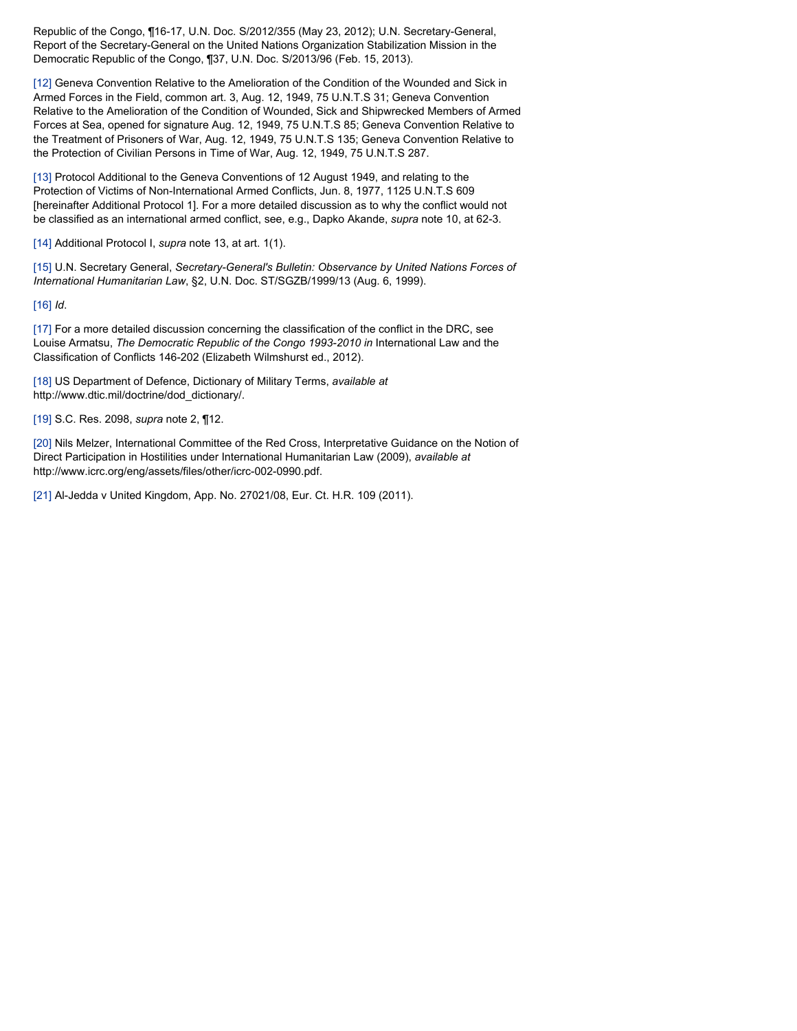Republic of the Congo, ¶16-17, U.N. Doc. S/2012/355 (May 23, 2012); U.N. Secretary-General, Report of the Secretary-General on the United Nations Organization Stabilization Mission in the Democratic Republic of the Congo, ¶37, U.N. Doc. S/2013/96 (Feb. 15, 2013).

[12] Geneva Convention Relative to the Amelioration of the Condition of the Wounded and Sick in Armed Forces in the Field, common art. 3, Aug. 12, 1949, 75 U.N.T.S 31; Geneva Convention Relative to the Amelioration of the Condition of Wounded, Sick and Shipwrecked Members of Armed Forces at Sea, opened for signature Aug. 12, 1949, 75 U.N.T.S 85; Geneva Convention Relative to the Treatment of Prisoners of War, Aug. 12, 1949, 75 U.N.T.S 135; Geneva Convention Relative to the Protection of Civilian Persons in Time of War, Aug. 12, 1949, 75 U.N.T.S 287.

[13] Protocol Additional to the Geneva Conventions of 12 August 1949, and relating to the Protection of Victims of Non-International Armed Conflicts, Jun. 8, 1977, 1125 U.N.T.S 609 [hereinafter Additional Protocol 1]. For a more detailed discussion as to why the conflict would not be classified as an international armed conflict, see, e.g., Dapko Akande, *supra* note 10, at 62-3.

[14] Additional Protocol I, *supra* note 13, at art. 1(1).

[15] U.N. Secretary General, *Secretary-General's Bulletin: Observance by United Nations Forces of International Humanitarian Law*, §2, U.N. Doc. ST/SGZB/1999/13 (Aug. 6, 1999).

[16] *Id*.

[17] For a more detailed discussion concerning the classification of the conflict in the DRC, see Louise Armatsu, *The Democratic Republic of the Congo 1993-2010 in* International Law and the Classification of Conflicts 146-202 (Elizabeth Wilmshurst ed., 2012).

[18] US Department of Defence, Dictionary of Military Terms, *available at* http://www.dtic.mil/doctrine/dod_dictionary/.

[19] S.C. Res. 2098, *supra* note 2, ¶12.

[20] Nils Melzer, International Committee of the Red Cross, Interpretative Guidance on the Notion of Direct Participation in Hostilities under International Humanitarian Law (2009), *available at* http://www.icrc.org/eng/assets/files/other/icrc-002-0990.pdf.

[21] Al-Jedda v United Kingdom, App. No. 27021/08, Eur. Ct. H.R. 109 (2011).